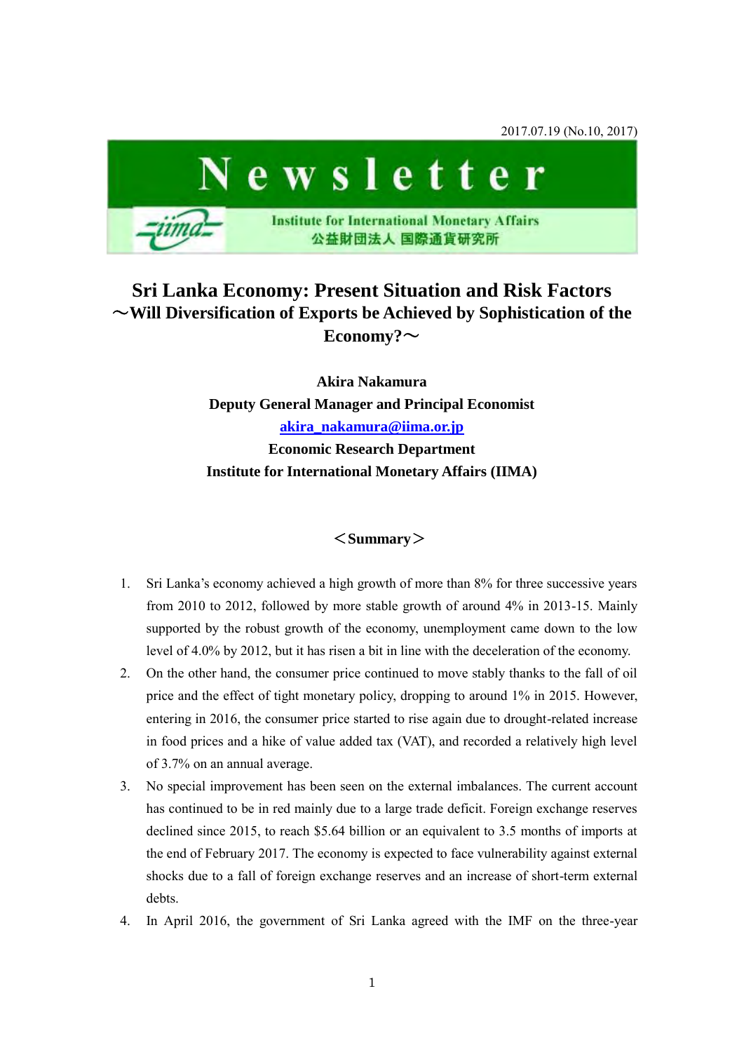2017.07.19 (No.10, 2017)

# Newsletter

Institute for International Monetary Affairs
公益財団法人 国際通貨研究所

# Sri Lanka Economy: Present Situation and Risk Factors
## ～Will Diversification of Exports be Achieved by Sophistication of the Economy?～

**Akira Nakamura**
**Deputy General Manager and Principal Economist**
**akira_nakamura@iima.or.jp**
**Economic Research Department**
**Institute for International Monetary Affairs (IIMA)**

### ＜Summary＞

1. Sri Lanka's economy achieved a high growth of more than 8% for three successive years from 2010 to 2012, followed by more stable growth of around 4% in 2013-15. Mainly supported by the robust growth of the economy, unemployment came down to the low level of 4.0% by 2012, but it has risen a bit in line with the deceleration of the economy.
2. On the other hand, the consumer price continued to move stably thanks to the fall of oil price and the effect of tight monetary policy, dropping to around 1% in 2015. However, entering in 2016, the consumer price started to rise again due to drought-related increase in food prices and a hike of value added tax (VAT), and recorded a relatively high level of 3.7% on an annual average.
3. No special improvement has been seen on the external imbalances. The current account has continued to be in red mainly due to a large trade deficit. Foreign exchange reserves declined since 2015, to reach $5.64 billion or an equivalent to 3.5 months of imports at the end of February 2017. The economy is expected to face vulnerability against external shocks due to a fall of foreign exchange reserves and an increase of short-term external debts.
4. In April 2016, the government of Sri Lanka agreed with the IMF on the three-year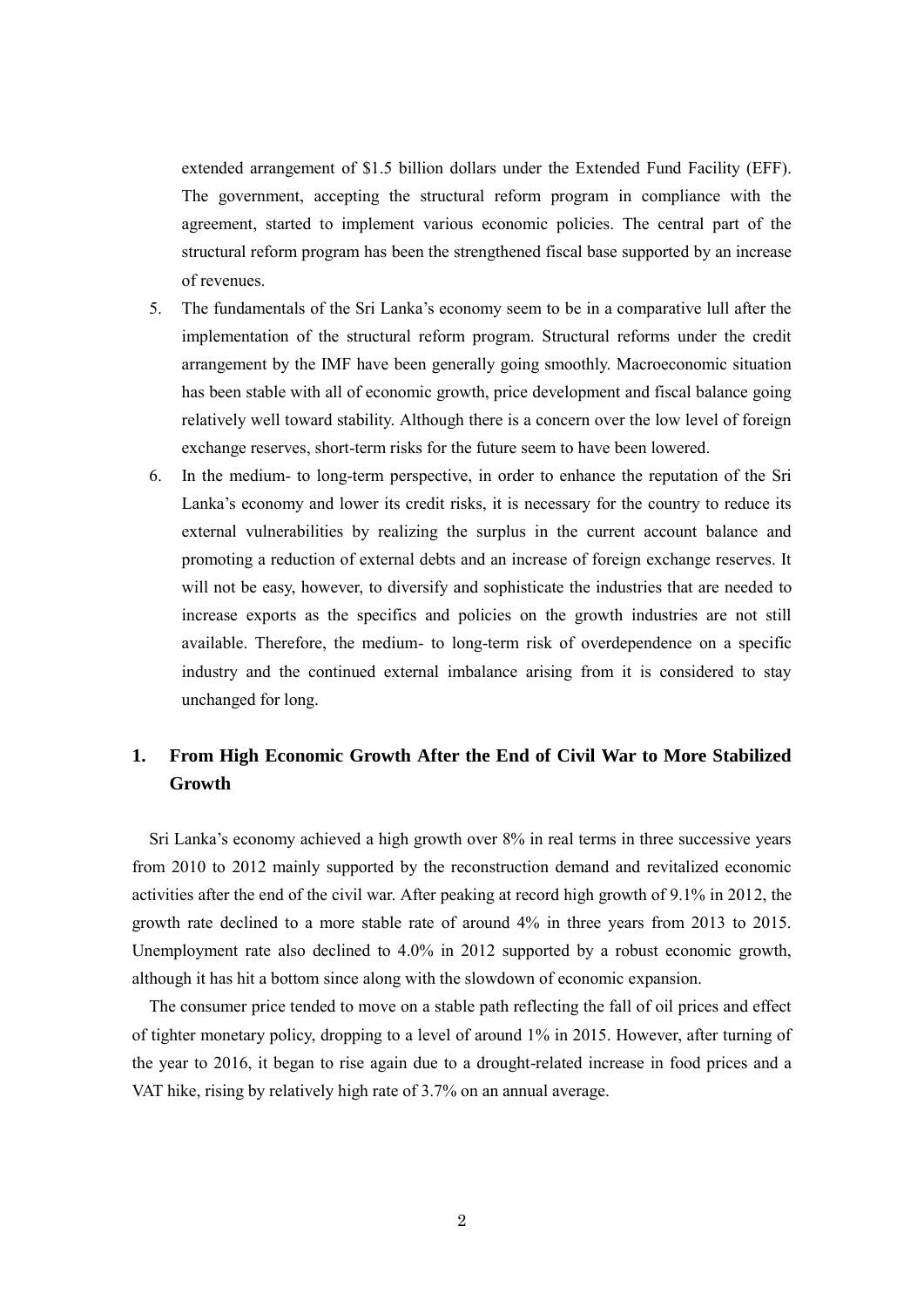extended arrangement of $1.5 billion dollars under the Extended Fund Facility (EFF). The government, accepting the structural reform program in compliance with the agreement, started to implement various economic policies. The central part of the structural reform program has been the strengthened fiscal base supported by an increase of revenues.

5. The fundamentals of the Sri Lanka's economy seem to be in a comparative lull after the implementation of the structural reform program. Structural reforms under the credit arrangement by the IMF have been generally going smoothly. Macroeconomic situation has been stable with all of economic growth, price development and fiscal balance going relatively well toward stability. Although there is a concern over the low level of foreign exchange reserves, short-term risks for the future seem to have been lowered.
6. In the medium- to long-term perspective, in order to enhance the reputation of the Sri Lanka's economy and lower its credit risks, it is necessary for the country to reduce its external vulnerabilities by realizing the surplus in the current account balance and promoting a reduction of external debts and an increase of foreign exchange reserves. It will not be easy, however, to diversify and sophisticate the industries that are needed to increase exports as the specifics and policies on the growth industries are not still available. Therefore, the medium- to long-term risk of overdependence on a specific industry and the continued external imbalance arising from it is considered to stay unchanged for long.

## 1. From High Economic Growth After the End of Civil War to More Stabilized Growth

Sri Lanka's economy achieved a high growth over 8% in real terms in three successive years from 2010 to 2012 mainly supported by the reconstruction demand and revitalized economic activities after the end of the civil war. After peaking at record high growth of 9.1% in 2012, the growth rate declined to a more stable rate of around 4% in three years from 2013 to 2015. Unemployment rate also declined to 4.0% in 2012 supported by a robust economic growth, although it has hit a bottom since along with the slowdown of economic expansion.

The consumer price tended to move on a stable path reflecting the fall of oil prices and effect of tighter monetary policy, dropping to a level of around 1% in 2015. However, after turning of the year to 2016, it began to rise again due to a drought-related increase in food prices and a VAT hike, rising by relatively high rate of 3.7% on an annual average.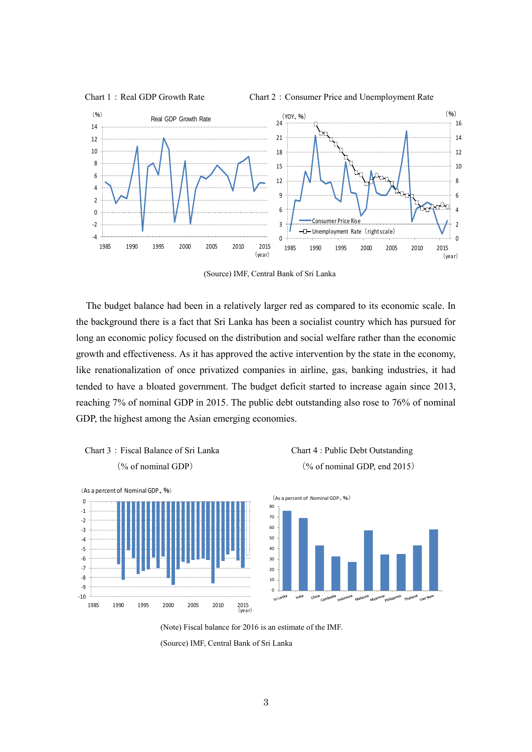Chart 1：Real GDP Growth Rate

Chart 2：Consumer Price and Unemployment Rate

(Source) IMF, Central Bank of Sri Lanka

The budget balance had been in a relatively larger red as compared to its economic scale. In the background there is a fact that Sri Lanka has been a socialist country which has pursued for long an economic policy focused on the distribution and social welfare rather than the economic growth and effectiveness. As it has approved the active intervention by the state in the economy, like renationalization of once privatized companies in airline, gas, banking industries, it had tended to have a bloated government. The budget deficit started to increase again since 2013, reaching 7% of nominal GDP in 2015. The public debt outstanding also rose to 76% of nominal GDP, the highest among the Asian emerging economies.

Chart 3：Fiscal Balance of Sri Lanka

（% of nominal GDP）

Chart 4 : Public Debt Outstanding

（% of nominal GDP, end 2015）

(Note) Fiscal balance for 2016 is an estimate of the IMF.

(Source) IMF, Central Bank of Sri Lanka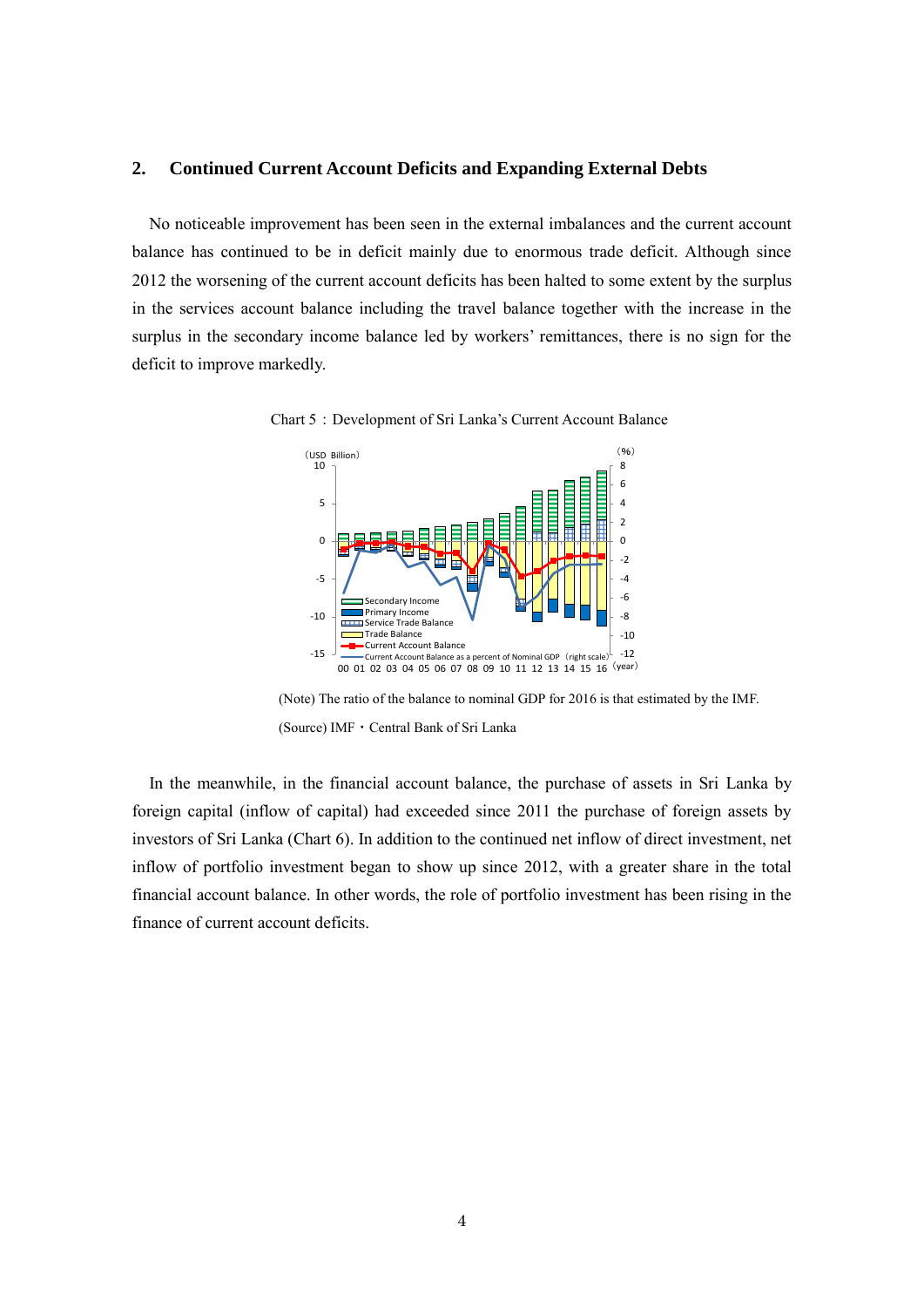## 2. Continued Current Account Deficits and Expanding External Debts

No noticeable improvement has been seen in the external imbalances and the current account balance has continued to be in deficit mainly due to enormous trade deficit. Although since 2012 the worsening of the current account deficits has been halted to some extent by the surplus in the services account balance including the travel balance together with the increase in the surplus in the secondary income balance led by workers' remittances, there is no sign for the deficit to improve markedly.

Chart 5：Development of Sri Lanka's Current Account Balance

(Note) The ratio of the balance to nominal GDP for 2016 is that estimated by the IMF.

(Source) IMF・Central Bank of Sri Lanka

In the meanwhile, in the financial account balance, the purchase of assets in Sri Lanka by foreign capital (inflow of capital) had exceeded since 2011 the purchase of foreign assets by investors of Sri Lanka (Chart 6). In addition to the continued net inflow of direct investment, net inflow of portfolio investment began to show up since 2012, with a greater share in the total financial account balance. In other words, the role of portfolio investment has been rising in the finance of current account deficits.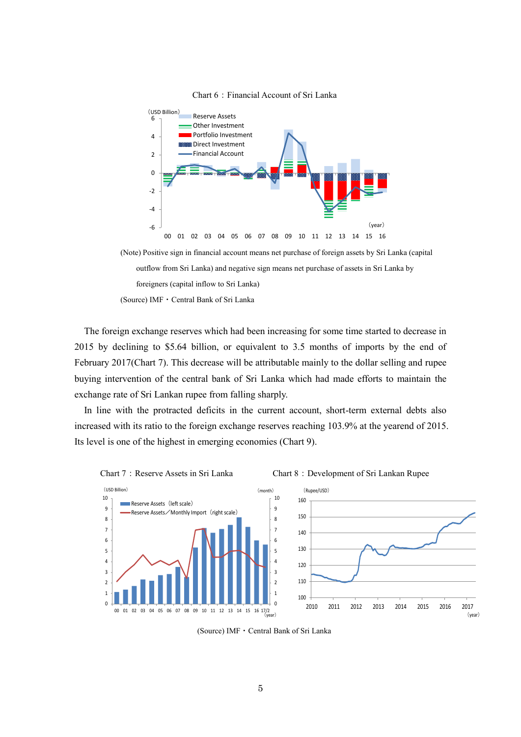Chart 6：Financial Account of Sri Lanka

(Note) Positive sign in financial account means net purchase of foreign assets by Sri Lanka (capital outflow from Sri Lanka) and negative sign means net purchase of assets in Sri Lanka by foreigners (capital inflow to Sri Lanka)

(Source) IMF・Central Bank of Sri Lanka

The foreign exchange reserves which had been increasing for some time started to decrease in 2015 by declining to \$5.64 billion, or equivalent to 3.5 months of imports by the end of February 2017(Chart 7). This decrease will be attributable mainly to the dollar selling and rupee buying intervention of the central bank of Sri Lanka which had made efforts to maintain the exchange rate of Sri Lankan rupee from falling sharply.

In line with the protracted deficits in the current account, short-term external debts also increased with its ratio to the foreign exchange reserves reaching 103.9% at the yearend of 2015. Its level is one of the highest in emerging economies (Chart 9).

Chart 7：Reserve Assets in Sri Lanka

Chart 8：Development of Sri Lankan Rupee

(Source) IMF・Central Bank of Sri Lanka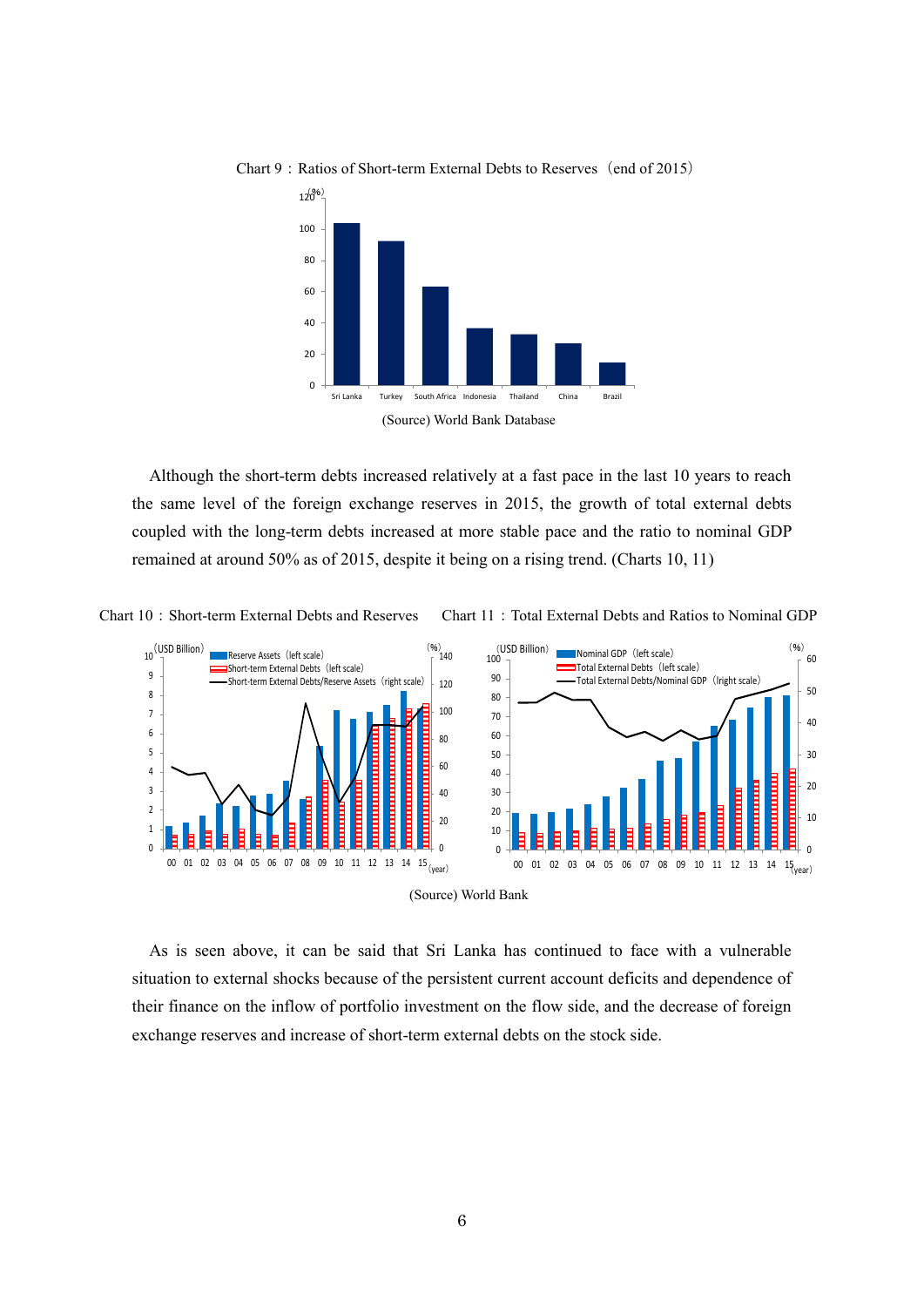Chart 9：Ratios of Short-term External Debts to Reserves（end of 2015）

(Source) World Bank Database

Although the short-term debts increased relatively at a fast pace in the last 10 years to reach the same level of the foreign exchange reserves in 2015, the growth of total external debts coupled with the long-term debts increased at more stable pace and the ratio to nominal GDP remained at around 50% as of 2015, despite it being on a rising trend. (Charts 10, 11)

Chart 10：Short-term External Debts and Reserves

Chart 11：Total External Debts and Ratios to Nominal GDP

(Source) World Bank

As is seen above, it can be said that Sri Lanka has continued to face with a vulnerable situation to external shocks because of the persistent current account deficits and dependence of their finance on the inflow of portfolio investment on the flow side, and the decrease of foreign exchange reserves and increase of short-term external debts on the stock side.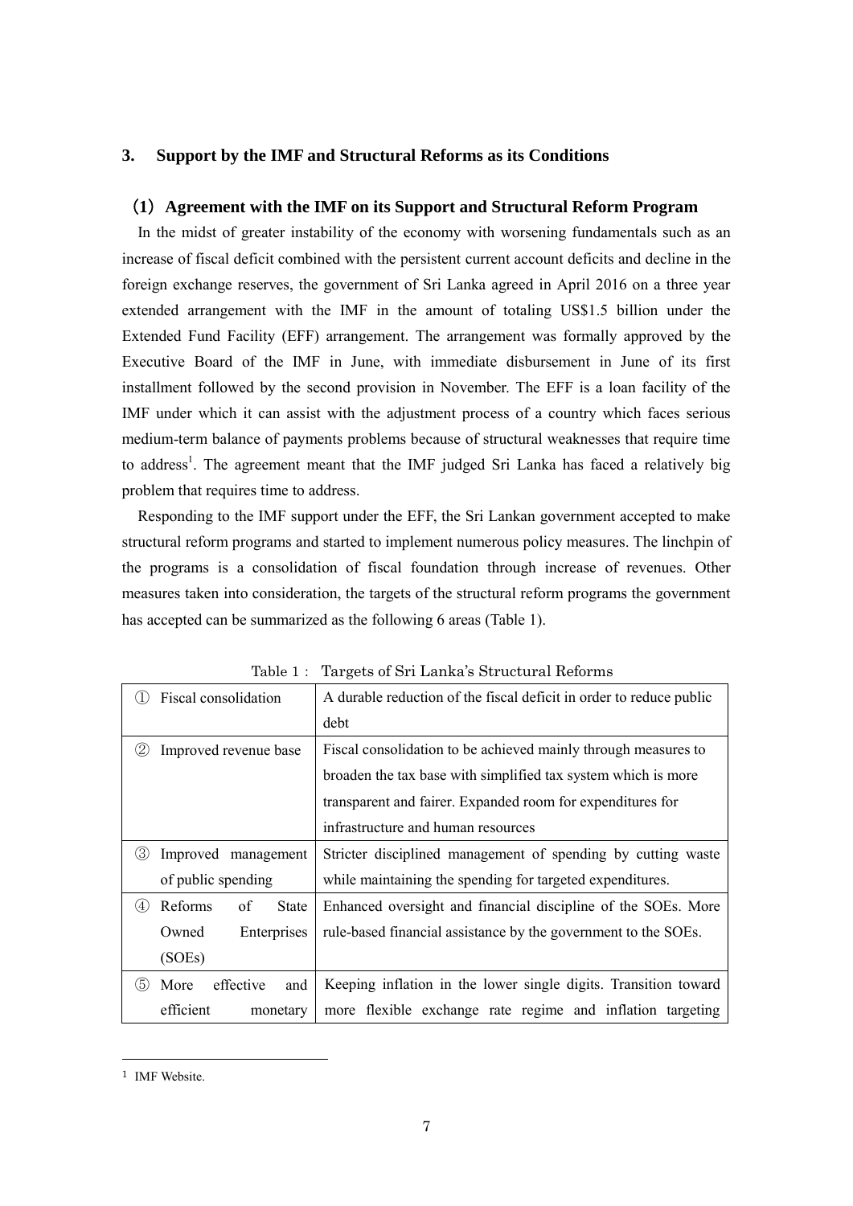## 3. Support by the IMF and Structural Reforms as its Conditions

### (1) Agreement with the IMF on its Support and Structural Reform Program

In the midst of greater instability of the economy with worsening fundamentals such as an increase of fiscal deficit combined with the persistent current account deficits and decline in the foreign exchange reserves, the government of Sri Lanka agreed in April 2016 on a three year extended arrangement with the IMF in the amount of totaling US$1.5 billion under the Extended Fund Facility (EFF) arrangement. The arrangement was formally approved by the Executive Board of the IMF in June, with immediate disbursement in June of its first installment followed by the second provision in November. The EFF is a loan facility of the IMF under which it can assist with the adjustment process of a country which faces serious medium-term balance of payments problems because of structural weaknesses that require time to address[1]. The agreement meant that the IMF judged Sri Lanka has faced a relatively big problem that requires time to address.

Responding to the IMF support under the EFF, the Sri Lankan government accepted to make structural reform programs and started to implement numerous policy measures. The linchpin of the programs is a consolidation of fiscal foundation through increase of revenues. Other measures taken into consideration, the targets of the structural reform programs the government has accepted can be summarized as the following 6 areas (Table 1).

Table 1： Targets of Sri Lanka's Structural Reforms

| | |
|---|---|
| ① Fiscal consolidation | A durable reduction of the fiscal deficit in order to reduce public debt |
| ② Improved revenue base | Fiscal consolidation to be achieved mainly through measures to broaden the tax base with simplified tax system which is more transparent and fairer. Expanded room for expenditures for infrastructure and human resources |
| ③ Improved management of public spending | Stricter disciplined management of spending by cutting waste while maintaining the spending for targeted expenditures. |
| ④ Reforms of State Owned Enterprises (SOEs) | Enhanced oversight and financial discipline of the SOEs. More rule-based financial assistance by the government to the SOEs. |
| ⑤ More effective and efficient monetary | Keeping inflation in the lower single digits. Transition toward more flexible exchange rate regime and inflation targeting |

[1] IMF Website.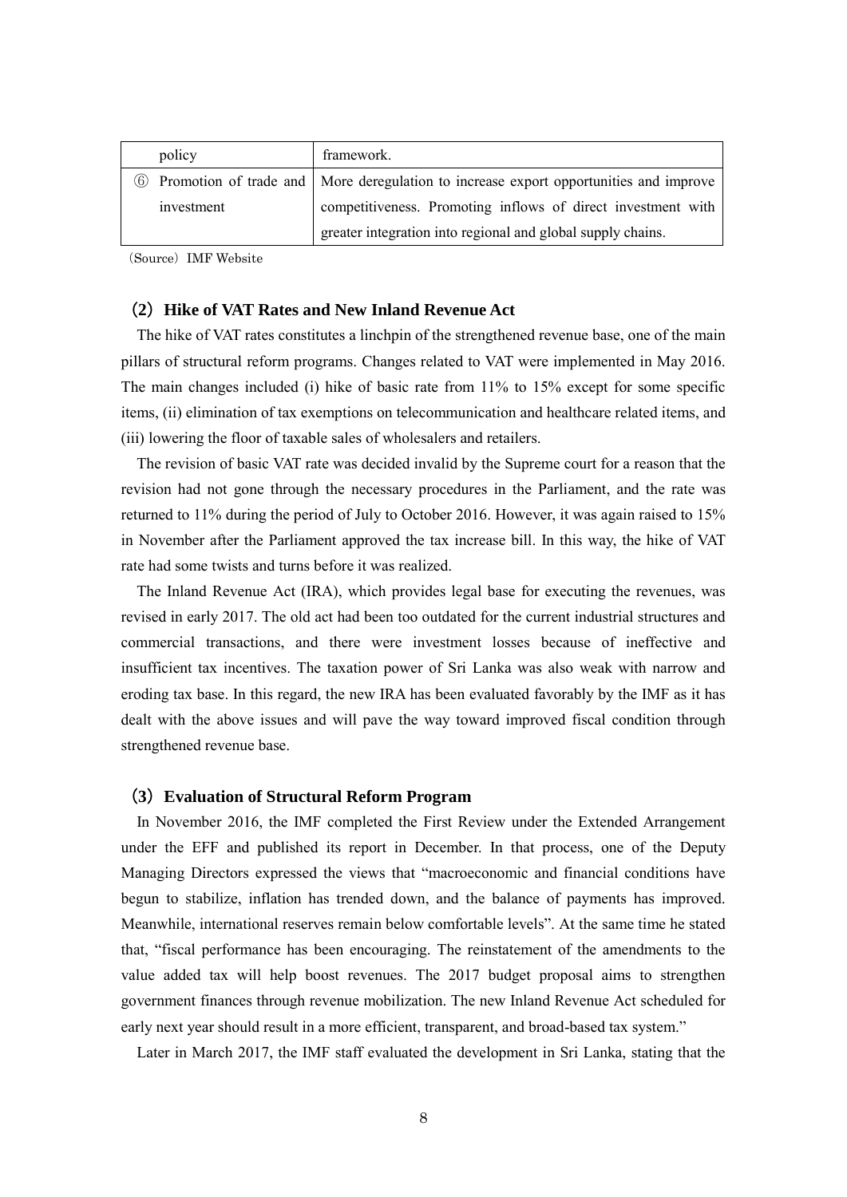| policy | framework. |
|---|---|
| ⑥ Promotion of trade and investment | More deregulation to increase export opportunities and improve competitiveness. Promoting inflows of direct investment with greater integration into regional and global supply chains. |

（Source）IMF Website

### (2) Hike of VAT Rates and New Inland Revenue Act

The hike of VAT rates constitutes a linchpin of the strengthened revenue base, one of the main pillars of structural reform programs. Changes related to VAT were implemented in May 2016. The main changes included (i) hike of basic rate from 11% to 15% except for some specific items, (ii) elimination of tax exemptions on telecommunication and healthcare related items, and (iii) lowering the floor of taxable sales of wholesalers and retailers.

The revision of basic VAT rate was decided invalid by the Supreme court for a reason that the revision had not gone through the necessary procedures in the Parliament, and the rate was returned to 11% during the period of July to October 2016. However, it was again raised to 15% in November after the Parliament approved the tax increase bill. In this way, the hike of VAT rate had some twists and turns before it was realized.

The Inland Revenue Act (IRA), which provides legal base for executing the revenues, was revised in early 2017. The old act had been too outdated for the current industrial structures and commercial transactions, and there were investment losses because of ineffective and insufficient tax incentives. The taxation power of Sri Lanka was also weak with narrow and eroding tax base. In this regard, the new IRA has been evaluated favorably by the IMF as it has dealt with the above issues and will pave the way toward improved fiscal condition through strengthened revenue base.

### (3) Evaluation of Structural Reform Program

In November 2016, the IMF completed the First Review under the Extended Arrangement under the EFF and published its report in December. In that process, one of the Deputy Managing Directors expressed the views that "macroeconomic and financial conditions have begun to stabilize, inflation has trended down, and the balance of payments has improved. Meanwhile, international reserves remain below comfortable levels". At the same time he stated that, "fiscal performance has been encouraging. The reinstatement of the amendments to the value added tax will help boost revenues. The 2017 budget proposal aims to strengthen government finances through revenue mobilization. The new Inland Revenue Act scheduled for early next year should result in a more efficient, transparent, and broad-based tax system."

Later in March 2017, the IMF staff evaluated the development in Sri Lanka, stating that the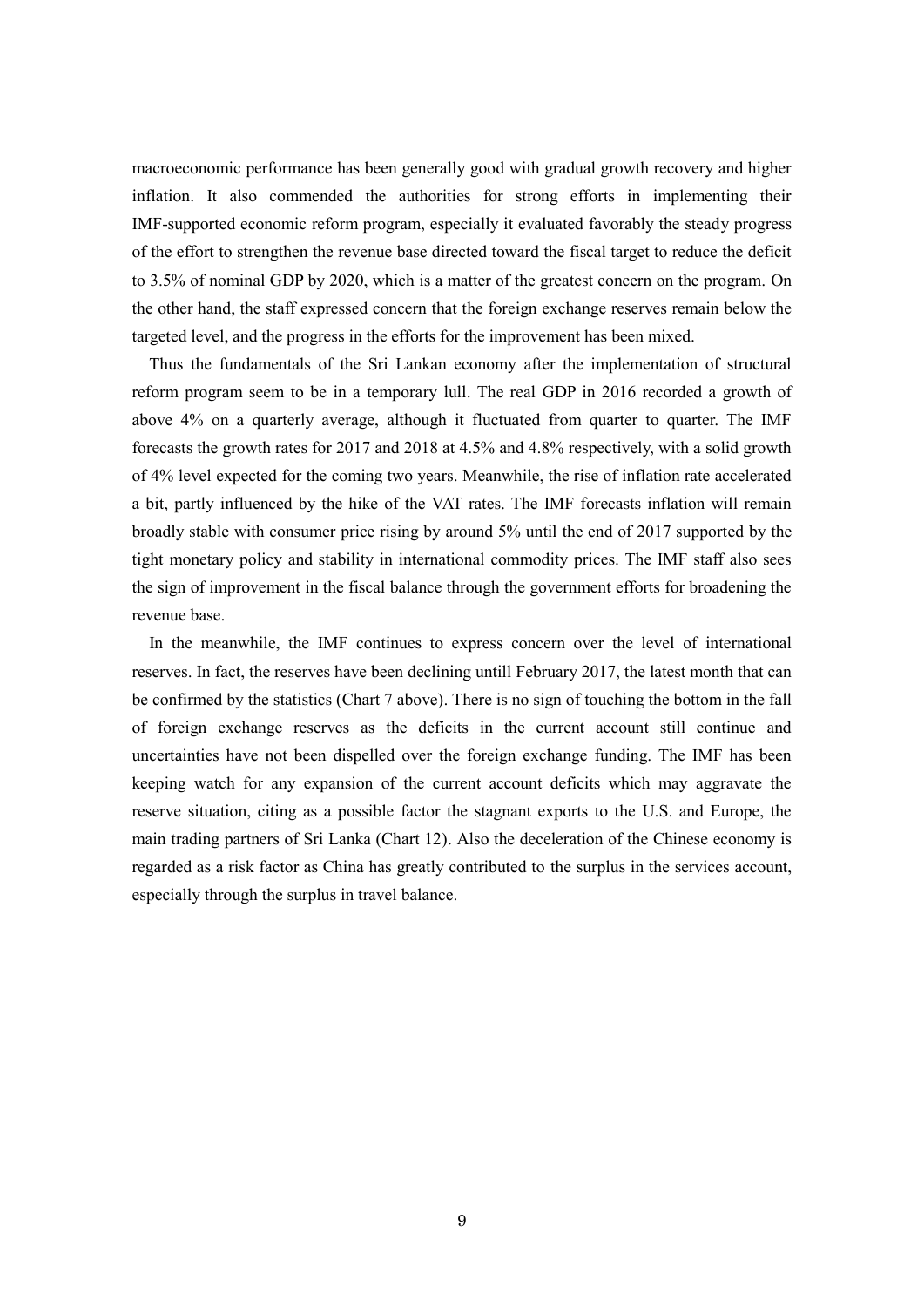macroeconomic performance has been generally good with gradual growth recovery and higher inflation. It also commended the authorities for strong efforts in implementing their IMF-supported economic reform program, especially it evaluated favorably the steady progress of the effort to strengthen the revenue base directed toward the fiscal target to reduce the deficit to 3.5% of nominal GDP by 2020, which is a matter of the greatest concern on the program. On the other hand, the staff expressed concern that the foreign exchange reserves remain below the targeted level, and the progress in the efforts for the improvement has been mixed.

Thus the fundamentals of the Sri Lankan economy after the implementation of structural reform program seem to be in a temporary lull. The real GDP in 2016 recorded a growth of above 4% on a quarterly average, although it fluctuated from quarter to quarter. The IMF forecasts the growth rates for 2017 and 2018 at 4.5% and 4.8% respectively, with a solid growth of 4% level expected for the coming two years. Meanwhile, the rise of inflation rate accelerated a bit, partly influenced by the hike of the VAT rates. The IMF forecasts inflation will remain broadly stable with consumer price rising by around 5% until the end of 2017 supported by the tight monetary policy and stability in international commodity prices. The IMF staff also sees the sign of improvement in the fiscal balance through the government efforts for broadening the revenue base.

In the meanwhile, the IMF continues to express concern over the level of international reserves. In fact, the reserves have been declining untill February 2017, the latest month that can be confirmed by the statistics (Chart 7 above). There is no sign of touching the bottom in the fall of foreign exchange reserves as the deficits in the current account still continue and uncertainties have not been dispelled over the foreign exchange funding. The IMF has been keeping watch for any expansion of the current account deficits which may aggravate the reserve situation, citing as a possible factor the stagnant exports to the U.S. and Europe, the main trading partners of Sri Lanka (Chart 12). Also the deceleration of the Chinese economy is regarded as a risk factor as China has greatly contributed to the surplus in the services account, especially through the surplus in travel balance.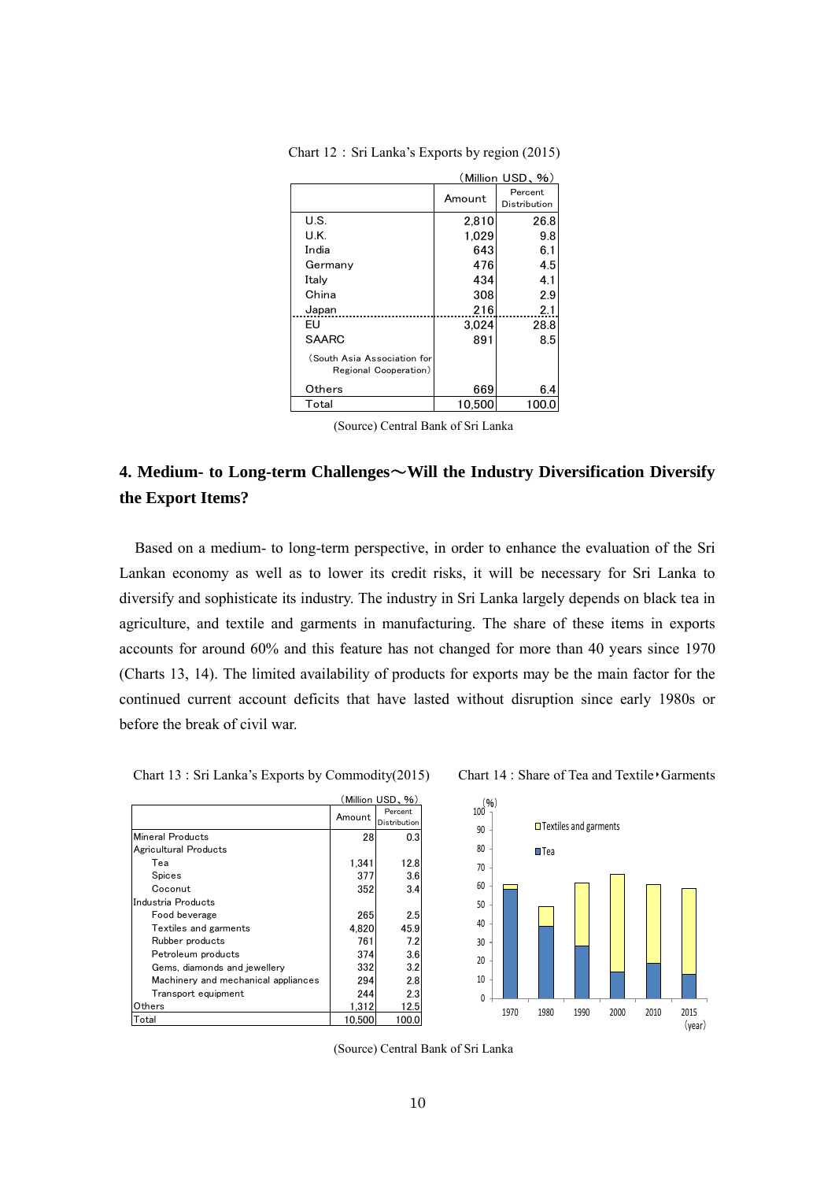Chart 12：Sri Lanka's Exports by region (2015)

（Million USD、%）

| | Amount | Percent Distribution |
|---|---|---|
| U.S. | 2,810 | 26.8 |
| U.K. | 1,029 | 9.8 |
| India | 643 | 6.1 |
| Germany | 476 | 4.5 |
| Italy | 434 | 4.1 |
| China | 308 | 2.9 |
| Japan | 216 | 2.1 |
| EU | 3,024 | 28.8 |
| SAARC | 891 | 8.5 |
| （South Asia Association for Regional Cooperation） | | |
| Others | 669 | 6.4 |
| Total | 10,500 | 100.0 |

(Source) Central Bank of Sri Lanka

## 4. Medium- to Long-term Challenges～Will the Industry Diversification Diversify the Export Items?

Based on a medium- to long-term perspective, in order to enhance the evaluation of the Sri Lankan economy as well as to lower its credit risks, it will be necessary for Sri Lanka to diversify and sophisticate its industry. The industry in Sri Lanka largely depends on black tea in agriculture, and textile and garments in manufacturing. The share of these items in exports accounts for around 60% and this feature has not changed for more than 40 years since 1970 (Charts 13, 14). The limited availability of products for exports may be the main factor for the continued current account deficits that have lasted without disruption since early 1980s or before the break of civil war.

Chart 13 : Sri Lanka's Exports by Commodity(2015)

（Million USD、%）

| | Amount | Percent Distribution |
|---|---|---|
| Mineral Products | 28 | 0.3 |
| Agricultural Products | | |
| Tea | 1,341 | 12.8 |
| Spices | 377 | 3.6 |
| Coconut | 352 | 3.4 |
| Industria Products | | |
| Food beverage | 265 | 2.5 |
| Textiles and garments | 4,820 | 45.9 |
| Rubber products | 761 | 7.2 |
| Petroleum products | 374 | 3.6 |
| Gems, diamonds and jewellery | 332 | 3.2 |
| Machinery and mechanical appliances | 294 | 2.8 |
| Transport equipment | 244 | 2.3 |
| Others | 1,312 | 12.5 |
| Total | 10,500 | 100.0 |

Chart 14 : Share of Tea and Textile‣Garments

(Source) Central Bank of Sri Lanka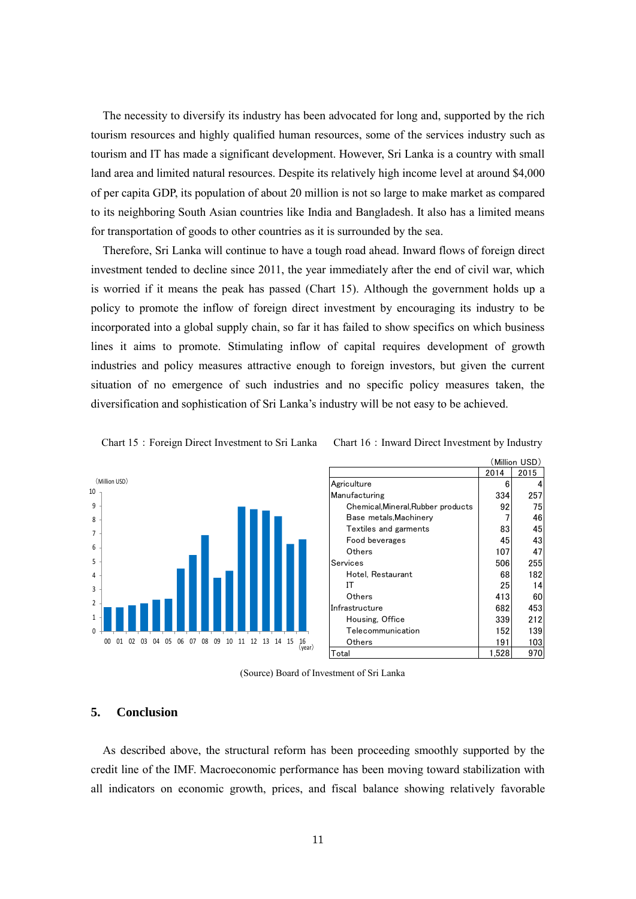The necessity to diversify its industry has been advocated for long and, supported by the rich tourism resources and highly qualified human resources, some of the services industry such as tourism and IT has made a significant development. However, Sri Lanka is a country with small land area and limited natural resources. Despite its relatively high income level at around $4,000 of per capita GDP, its population of about 20 million is not so large to make market as compared to its neighboring South Asian countries like India and Bangladesh. It also has a limited means for transportation of goods to other countries as it is surrounded by the sea.

Therefore, Sri Lanka will continue to have a tough road ahead. Inward flows of foreign direct investment tended to decline since 2011, the year immediately after the end of civil war, which is worried if it means the peak has passed (Chart 15). Although the government holds up a policy to promote the inflow of foreign direct investment by encouraging its industry to be incorporated into a global supply chain, so far it has failed to show specifics on which business lines it aims to promote. Stimulating inflow of capital requires development of growth industries and policy measures attractive enough to foreign investors, but given the current situation of no emergence of such industries and no specific policy measures taken, the diversification and sophistication of Sri Lanka's industry will be not easy to be achieved.

Chart 15：Foreign Direct Investment to Sri Lanka

Chart 16：Inward Direct Investment by Industry

(Million USD)

| | 2014 | 2015 |
|---|---|---|
| Agriculture | 6 | 4 |
| Manufacturing | 334 | 257 |
| Chemical,Mineral,Rubber products | 92 | 75 |
| Base metals,Machinery | 7 | 46 |
| Textiles and garments | 83 | 45 |
| Food beverages | 45 | 43 |
| Others | 107 | 47 |
| Services | 506 | 255 |
| Hotel, Restaurant | 68 | 182 |
| IT | 25 | 14 |
| Others | 413 | 60 |
| Infrastructure | 682 | 453 |
| Housing, Office | 339 | 212 |
| Telecommunication | 152 | 139 |
| Others | 191 | 103 |
| Total | 1,528 | 970 |

(Source) Board of Investment of Sri Lanka

## 5. Conclusion

As described above, the structural reform has been proceeding smoothly supported by the credit line of the IMF. Macroeconomic performance has been moving toward stabilization with all indicators on economic growth, prices, and fiscal balance showing relatively favorable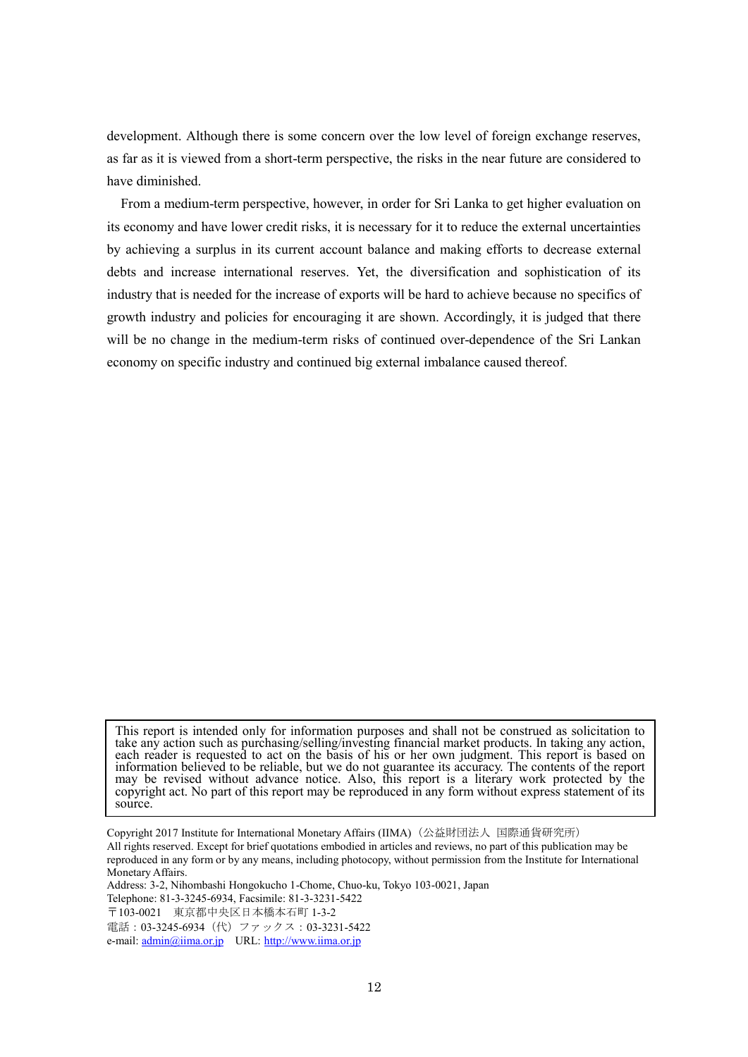development. Although there is some concern over the low level of foreign exchange reserves, as far as it is viewed from a short-term perspective, the risks in the near future are considered to have diminished.

From a medium-term perspective, however, in order for Sri Lanka to get higher evaluation on its economy and have lower credit risks, it is necessary for it to reduce the external uncertainties by achieving a surplus in its current account balance and making efforts to decrease external debts and increase international reserves. Yet, the diversification and sophistication of its industry that is needed for the increase of exports will be hard to achieve because no specifics of growth industry and policies for encouraging it are shown. Accordingly, it is judged that there will be no change in the medium-term risks of continued over-dependence of the Sri Lankan economy on specific industry and continued big external imbalance caused thereof.

This report is intended only for information purposes and shall not be construed as solicitation to take any action such as purchasing/selling/investing financial market products. In taking any action, each reader is requested to act on the basis of his or her own judgment. This report is based on information believed to be reliable, but we do not guarantee its accuracy. The contents of the report may be revised without advance notice. Also, this report is a literary work protected by the copyright act. No part of this report may be reproduced in any form without express statement of its source.

Copyright 2017 Institute for International Monetary Affairs (IIMA)（公益財団法人 国際通貨研究所）
All rights reserved. Except for brief quotations embodied in articles and reviews, no part of this publication may be reproduced in any form or by any means, including photocopy, without permission from the Institute for International Monetary Affairs.
Address: 3-2, Nihombashi Hongokucho 1-Chome, Chuo-ku, Tokyo 103-0021, Japan
Telephone: 81-3-3245-6934, Facsimile: 81-3-3231-5422
〒103-0021 東京都中央区日本橋本石町 1-3-2
電話：03-3245-6934（代）ファックス：03-3231-5422
e-mail: admin@iima.or.jp URL: http://www.iima.or.jp